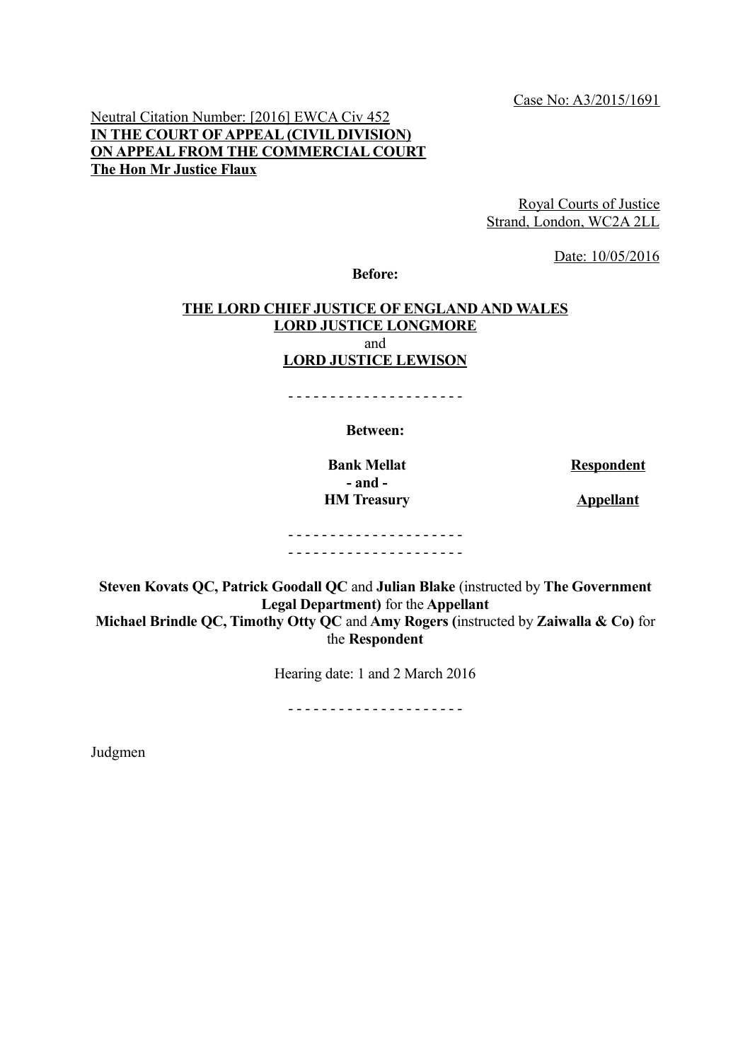Case No: A3/2015/1691

Neutral Citation Number: [2016] EWCA Civ 452
**IN THE COURT OF APPEAL (CIVIL DIVISION)**
**ON APPEAL FROM THE COMMERCIAL COURT**
**The Hon Mr Justice Flaux**

Royal Courts of Justice
Strand, London, WC2A 2LL

Date: 10/05/2016

**Before:**

**THE LORD CHIEF JUSTICE OF ENGLAND AND WALES**
**LORD JUSTICE LONGMORE**
and
**LORD JUSTICE LEWISON**

- - - - - - - - - - - - - - - - - - - - -

**Between:**

| | |
|---|---|
| **Bank Mellat** | **Respondent** |
| **- and -** | |
| **HM Treasury** | **Appellant** |

- - - - - - - - - - - - - - - - - - - - -
- - - - - - - - - - - - - - - - - - - - -

**Steven Kovats QC, Patrick Goodall QC** and **Julian Blake** (instructed by **The Government Legal Department)** for the **Appellant**
**Michael Brindle QC, Timothy Otty QC** and **Amy Rogers (**instructed by **Zaiwalla & Co)** for the **Respondent**

Hearing date: 1 and 2 March 2016

- - - - - - - - - - - - - - - - - - - - -

Judgmen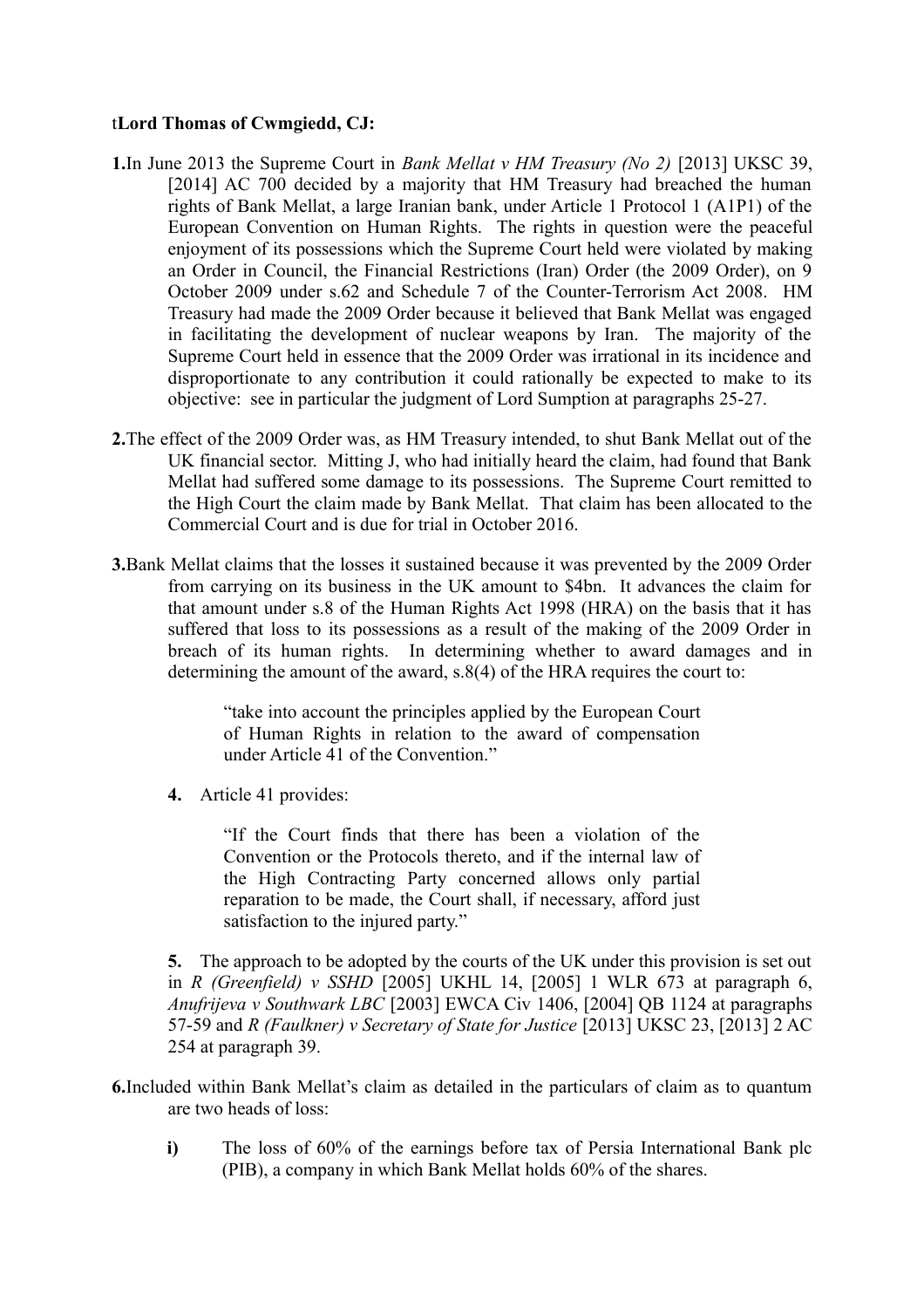t**Lord Thomas of Cwmgiedd, CJ:**

**1.** In June 2013 the Supreme Court in *Bank Mellat v HM Treasury (No 2)* [2013] UKSC 39, [2014] AC 700 decided by a majority that HM Treasury had breached the human rights of Bank Mellat, a large Iranian bank, under Article 1 Protocol 1 (A1P1) of the European Convention on Human Rights. The rights in question were the peaceful enjoyment of its possessions which the Supreme Court held were violated by making an Order in Council, the Financial Restrictions (Iran) Order (the 2009 Order), on 9 October 2009 under s.62 and Schedule 7 of the Counter-Terrorism Act 2008. HM Treasury had made the 2009 Order because it believed that Bank Mellat was engaged in facilitating the development of nuclear weapons by Iran. The majority of the Supreme Court held in essence that the 2009 Order was irrational in its incidence and disproportionate to any contribution it could rationally be expected to make to its objective: see in particular the judgment of Lord Sumption at paragraphs 25-27.

**2.** The effect of the 2009 Order was, as HM Treasury intended, to shut Bank Mellat out of the UK financial sector. Mitting J, who had initially heard the claim, had found that Bank Mellat had suffered some damage to its possessions. The Supreme Court remitted to the High Court the claim made by Bank Mellat. That claim has been allocated to the Commercial Court and is due for trial in October 2016.

**3.** Bank Mellat claims that the losses it sustained because it was prevented by the 2009 Order from carrying on its business in the UK amount to $4bn. It advances the claim for that amount under s.8 of the Human Rights Act 1998 (HRA) on the basis that it has suffered that loss to its possessions as a result of the making of the 2009 Order in breach of its human rights. In determining whether to award damages and in determining the amount of the award, s.8(4) of the HRA requires the court to:

> "take into account the principles applied by the European Court of Human Rights in relation to the award of compensation under Article 41 of the Convention."

**4.** Article 41 provides:

> "If the Court finds that there has been a violation of the Convention or the Protocols thereto, and if the internal law of the High Contracting Party concerned allows only partial reparation to be made, the Court shall, if necessary, afford just satisfaction to the injured party."

**5.** The approach to be adopted by the courts of the UK under this provision is set out in *R (Greenfield) v SSHD* [2005] UKHL 14, [2005] 1 WLR 673 at paragraph 6, *Anufrijeva v Southwark LBC* [2003] EWCA Civ 1406, [2004] QB 1124 at paragraphs 57-59 and *R (Faulkner) v Secretary of State for Justice* [2013] UKSC 23, [2013] 2 AC 254 at paragraph 39.

**6.** Included within Bank Mellat's claim as detailed in the particulars of claim as to quantum are two heads of loss:

**i)** The loss of 60% of the earnings before tax of Persia International Bank plc (PIB), a company in which Bank Mellat holds 60% of the shares.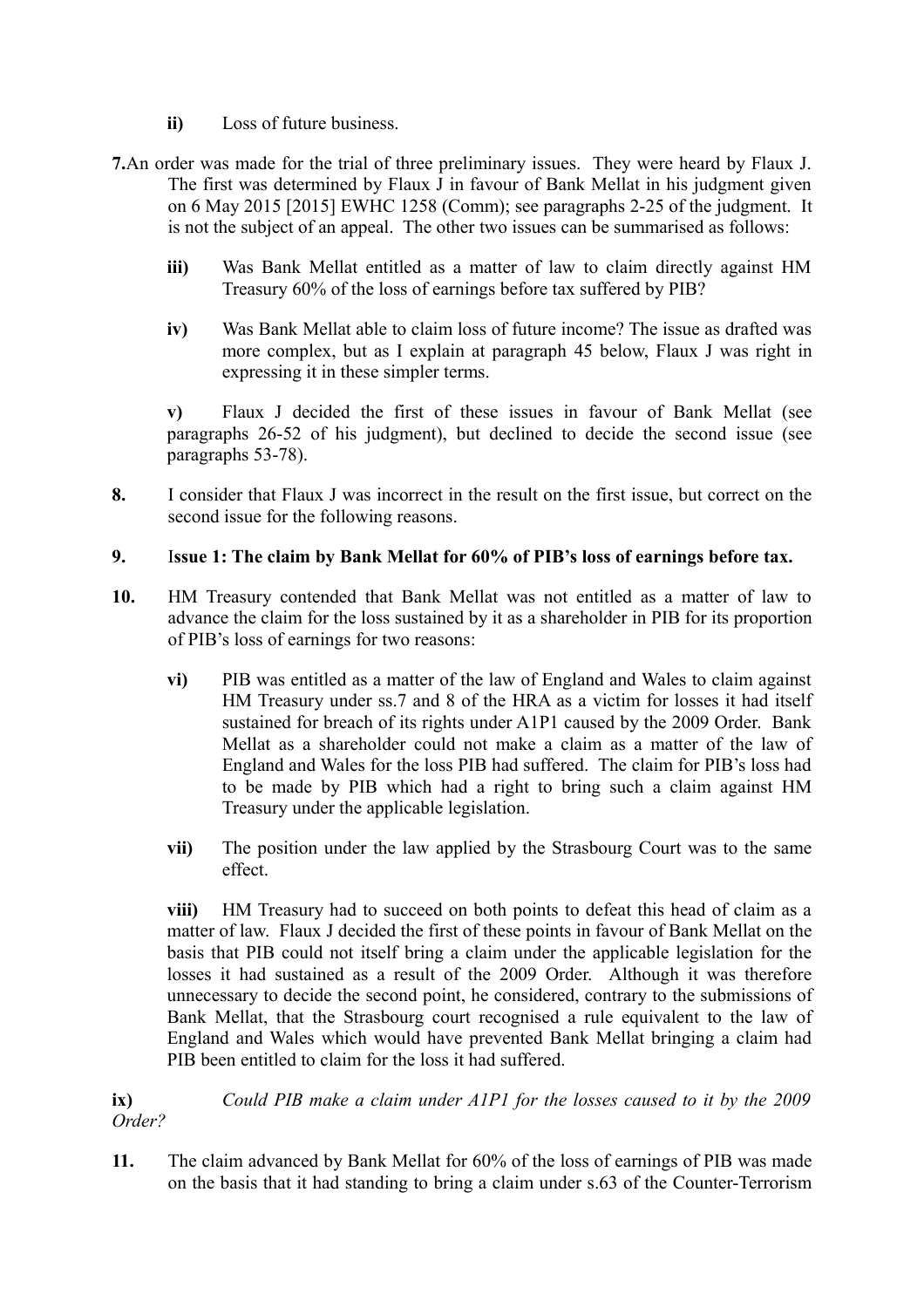**ii)** Loss of future business.

**7.** An order was made for the trial of three preliminary issues. They were heard by Flaux J. The first was determined by Flaux J in favour of Bank Mellat in his judgment given on 6 May 2015 [2015] EWHC 1258 (Comm); see paragraphs 2-25 of the judgment. It is not the subject of an appeal. The other two issues can be summarised as follows:

**iii)** Was Bank Mellat entitled as a matter of law to claim directly against HM Treasury 60% of the loss of earnings before tax suffered by PIB?

**iv)** Was Bank Mellat able to claim loss of future income? The issue as drafted was more complex, but as I explain at paragraph 45 below, Flaux J was right in expressing it in these simpler terms.

**v)** Flaux J decided the first of these issues in favour of Bank Mellat (see paragraphs 26-52 of his judgment), but declined to decide the second issue (see paragraphs 53-78).

**8.** I consider that Flaux J was incorrect in the result on the first issue, but correct on the second issue for the following reasons.

**9.** **Issue 1: The claim by Bank Mellat for 60% of PIB's loss of earnings before tax.**

**10.** HM Treasury contended that Bank Mellat was not entitled as a matter of law to advance the claim for the loss sustained by it as a shareholder in PIB for its proportion of PIB's loss of earnings for two reasons:

**vi)** PIB was entitled as a matter of the law of England and Wales to claim against HM Treasury under ss.7 and 8 of the HRA as a victim for losses it had itself sustained for breach of its rights under A1P1 caused by the 2009 Order. Bank Mellat as a shareholder could not make a claim as a matter of the law of England and Wales for the loss PIB had suffered. The claim for PIB's loss had to be made by PIB which had a right to bring such a claim against HM Treasury under the applicable legislation.

**vii)** The position under the law applied by the Strasbourg Court was to the same effect.

**viii)** HM Treasury had to succeed on both points to defeat this head of claim as a matter of law. Flaux J decided the first of these points in favour of Bank Mellat on the basis that PIB could not itself bring a claim under the applicable legislation for the losses it had sustained as a result of the 2009 Order. Although it was therefore unnecessary to decide the second point, he considered, contrary to the submissions of Bank Mellat, that the Strasbourg court recognised a rule equivalent to the law of England and Wales which would have prevented Bank Mellat bringing a claim had PIB been entitled to claim for the loss it had suffered.

**ix)** *Could PIB make a claim under A1P1 for the losses caused to it by the 2009 Order?*

**11.** The claim advanced by Bank Mellat for 60% of the loss of earnings of PIB was made on the basis that it had standing to bring a claim under s.63 of the Counter-Terrorism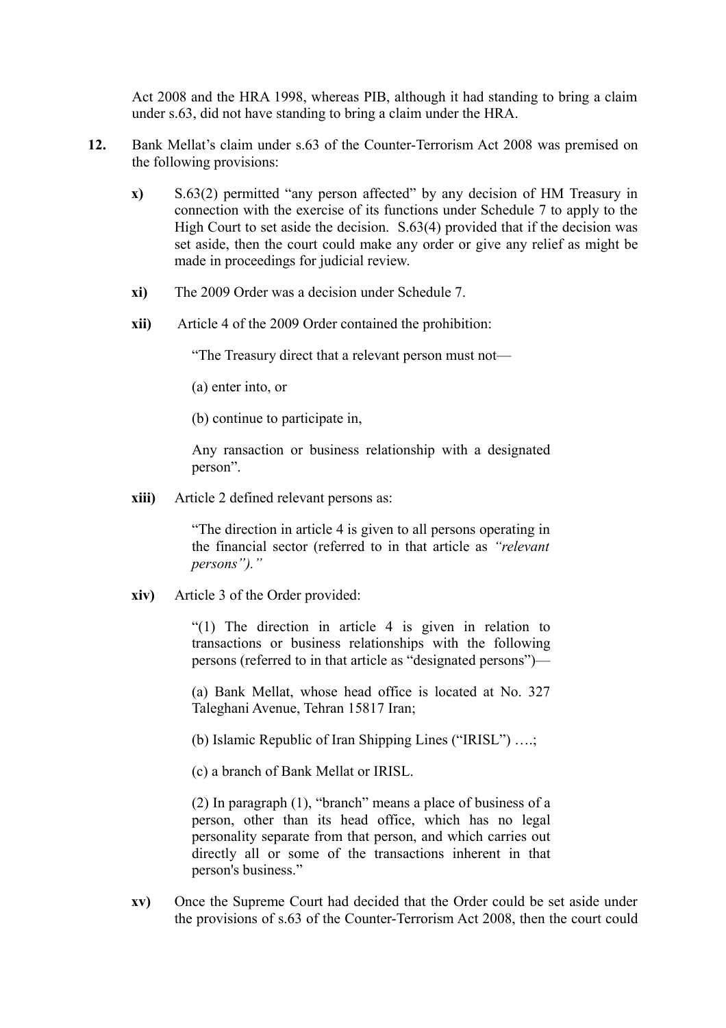Act 2008 and the HRA 1998, whereas PIB, although it had standing to bring a claim under s.63, did not have standing to bring a claim under the HRA.

**12.** Bank Mellat's claim under s.63 of the Counter-Terrorism Act 2008 was premised on the following provisions:

**x)** S.63(2) permitted "any person affected" by any decision of HM Treasury in connection with the exercise of its functions under Schedule 7 to apply to the High Court to set aside the decision. S.63(4) provided that if the decision was set aside, then the court could make any order or give any relief as might be made in proceedings for judicial review.

**xi)** The 2009 Order was a decision under Schedule 7.

**xii)** Article 4 of the 2009 Order contained the prohibition:

> "The Treasury direct that a relevant person must not—
>
> (a) enter into, or
>
> (b) continue to participate in,
>
> Any ransaction or business relationship with a designated person".

**xiii)** Article 2 defined relevant persons as:

> "The direction in article 4 is given to all persons operating in the financial sector (referred to in that article as *"relevant persons").*"

**xiv)** Article 3 of the Order provided:

> "(1) The direction in article 4 is given in relation to transactions or business relationships with the following persons (referred to in that article as "designated persons")—
>
> (a) Bank Mellat, whose head office is located at No. 327 Taleghani Avenue, Tehran 15817 Iran;
>
> (b) Islamic Republic of Iran Shipping Lines ("IRISL") ….;
>
> (c) a branch of Bank Mellat or IRISL.
>
> (2) In paragraph (1), "branch" means a place of business of a person, other than its head office, which has no legal personality separate from that person, and which carries out directly all or some of the transactions inherent in that person's business."

**xv)** Once the Supreme Court had decided that the Order could be set aside under the provisions of s.63 of the Counter-Terrorism Act 2008, then the court could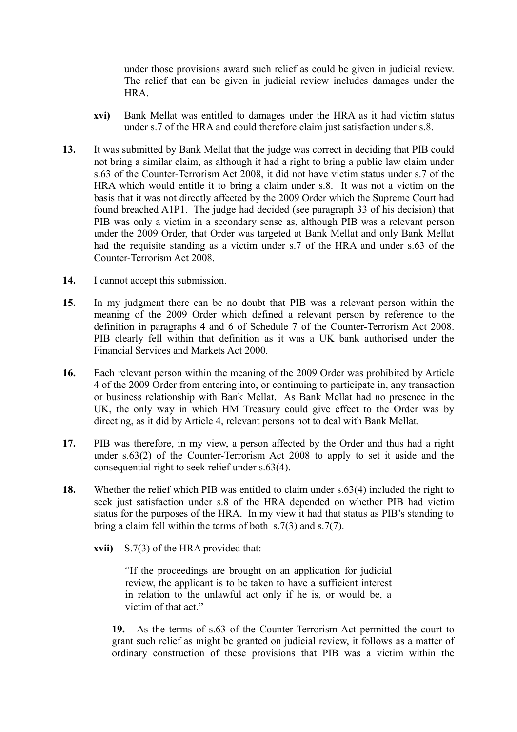under those provisions award such relief as could be given in judicial review. The relief that can be given in judicial review includes damages under the HRA.

**xvi)** Bank Mellat was entitled to damages under the HRA as it had victim status under s.7 of the HRA and could therefore claim just satisfaction under s.8.

**13.** It was submitted by Bank Mellat that the judge was correct in deciding that PIB could not bring a similar claim, as although it had a right to bring a public law claim under s.63 of the Counter-Terrorism Act 2008, it did not have victim status under s.7 of the HRA which would entitle it to bring a claim under s.8. It was not a victim on the basis that it was not directly affected by the 2009 Order which the Supreme Court had found breached A1P1. The judge had decided (see paragraph 33 of his decision) that PIB was only a victim in a secondary sense as, although PIB was a relevant person under the 2009 Order, that Order was targeted at Bank Mellat and only Bank Mellat had the requisite standing as a victim under s.7 of the HRA and under s.63 of the Counter-Terrorism Act 2008.

**14.** I cannot accept this submission.

**15.** In my judgment there can be no doubt that PIB was a relevant person within the meaning of the 2009 Order which defined a relevant person by reference to the definition in paragraphs 4 and 6 of Schedule 7 of the Counter-Terrorism Act 2008. PIB clearly fell within that definition as it was a UK bank authorised under the Financial Services and Markets Act 2000.

**16.** Each relevant person within the meaning of the 2009 Order was prohibited by Article 4 of the 2009 Order from entering into, or continuing to participate in, any transaction or business relationship with Bank Mellat. As Bank Mellat had no presence in the UK, the only way in which HM Treasury could give effect to the Order was by directing, as it did by Article 4, relevant persons not to deal with Bank Mellat.

**17.** PIB was therefore, in my view, a person affected by the Order and thus had a right under s.63(2) of the Counter-Terrorism Act 2008 to apply to set it aside and the consequential right to seek relief under s.63(4).

**18.** Whether the relief which PIB was entitled to claim under s.63(4) included the right to seek just satisfaction under s.8 of the HRA depended on whether PIB had victim status for the purposes of the HRA. In my view it had that status as PIB's standing to bring a claim fell within the terms of both s.7(3) and s.7(7).

**xvii)** S.7(3) of the HRA provided that:

> "If the proceedings are brought on an application for judicial review, the applicant is to be taken to have a sufficient interest in relation to the unlawful act only if he is, or would be, a victim of that act."

**19.** As the terms of s.63 of the Counter-Terrorism Act permitted the court to grant such relief as might be granted on judicial review, it follows as a matter of ordinary construction of these provisions that PIB was a victim within the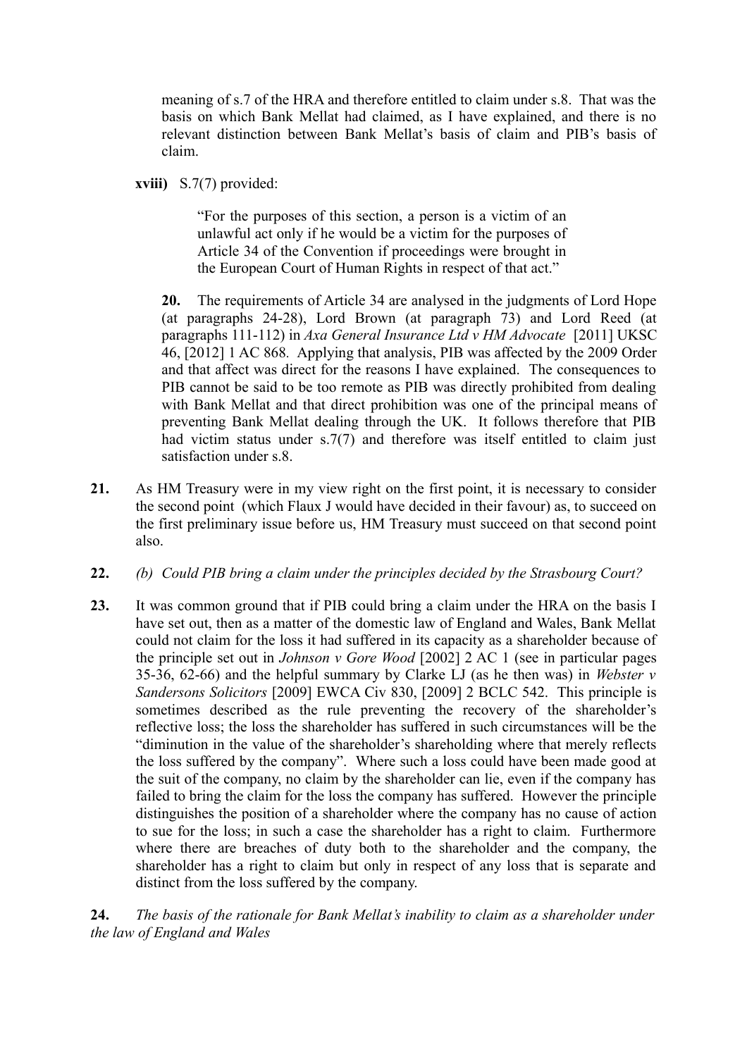meaning of s.7 of the HRA and therefore entitled to claim under s.8. That was the basis on which Bank Mellat had claimed, as I have explained, and there is no relevant distinction between Bank Mellat's basis of claim and PIB's basis of claim.

**xviii)** S.7(7) provided:

> "For the purposes of this section, a person is a victim of an unlawful act only if he would be a victim for the purposes of Article 34 of the Convention if proceedings were brought in the European Court of Human Rights in respect of that act."

**20.** The requirements of Article 34 are analysed in the judgments of Lord Hope (at paragraphs 24-28), Lord Brown (at paragraph 73) and Lord Reed (at paragraphs 111-112) in *Axa General Insurance Ltd v HM Advocate* [2011] UKSC 46, [2012] 1 AC 868. Applying that analysis, PIB was affected by the 2009 Order and that affect was direct for the reasons I have explained. The consequences to PIB cannot be said to be too remote as PIB was directly prohibited from dealing with Bank Mellat and that direct prohibition was one of the principal means of preventing Bank Mellat dealing through the UK. It follows therefore that PIB had victim status under s.7(7) and therefore was itself entitled to claim just satisfaction under s.8.

**21.** As HM Treasury were in my view right on the first point, it is necessary to consider the second point (which Flaux J would have decided in their favour) as, to succeed on the first preliminary issue before us, HM Treasury must succeed on that second point also.

**22.** *(b) Could PIB bring a claim under the principles decided by the Strasbourg Court?*

**23.** It was common ground that if PIB could bring a claim under the HRA on the basis I have set out, then as a matter of the domestic law of England and Wales, Bank Mellat could not claim for the loss it had suffered in its capacity as a shareholder because of the principle set out in *Johnson v Gore Wood* [2002] 2 AC 1 (see in particular pages 35-36, 62-66) and the helpful summary by Clarke LJ (as he then was) in *Webster v Sandersons Solicitors* [2009] EWCA Civ 830, [2009] 2 BCLC 542. This principle is sometimes described as the rule preventing the recovery of the shareholder's reflective loss; the loss the shareholder has suffered in such circumstances will be the "diminution in the value of the shareholder's shareholding where that merely reflects the loss suffered by the company". Where such a loss could have been made good at the suit of the company, no claim by the shareholder can lie, even if the company has failed to bring the claim for the loss the company has suffered. However the principle distinguishes the position of a shareholder where the company has no cause of action to sue for the loss; in such a case the shareholder has a right to claim. Furthermore where there are breaches of duty both to the shareholder and the company, the shareholder has a right to claim but only in respect of any loss that is separate and distinct from the loss suffered by the company.

**24.** *The basis of the rationale for Bank Mellat's inability to claim as a shareholder under the law of England and Wales*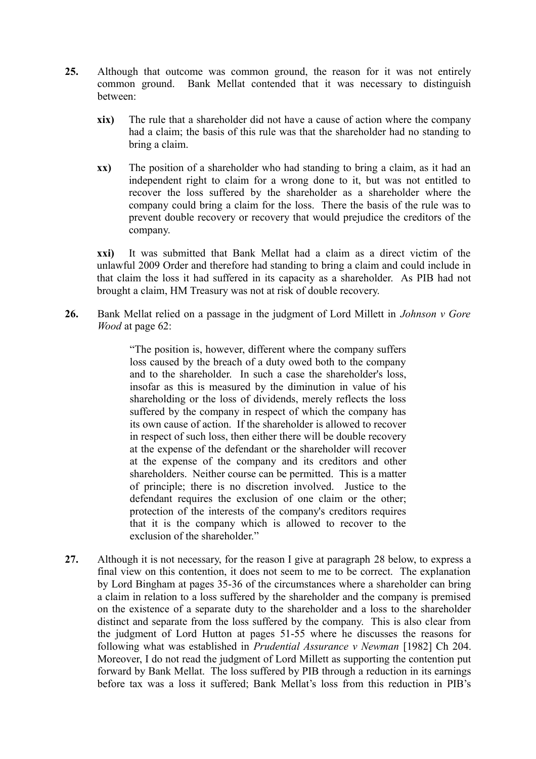**25.** Although that outcome was common ground, the reason for it was not entirely common ground. Bank Mellat contended that it was necessary to distinguish between:

> **xix)** The rule that a shareholder did not have a cause of action where the company had a claim; the basis of this rule was that the shareholder had no standing to bring a claim.
>
> **xx)** The position of a shareholder who had standing to bring a claim, as it had an independent right to claim for a wrong done to it, but was not entitled to recover the loss suffered by the shareholder as a shareholder where the company could bring a claim for the loss. There the basis of the rule was to prevent double recovery or recovery that would prejudice the creditors of the company.

**xxi)** It was submitted that Bank Mellat had a claim as a direct victim of the unlawful 2009 Order and therefore had standing to bring a claim and could include in that claim the loss it had suffered in its capacity as a shareholder. As PIB had not brought a claim, HM Treasury was not at risk of double recovery.

**26.** Bank Mellat relied on a passage in the judgment of Lord Millett in *Johnson v Gore Wood* at page 62:

> "The position is, however, different where the company suffers loss caused by the breach of a duty owed both to the company and to the shareholder. In such a case the shareholder's loss, insofar as this is measured by the diminution in value of his shareholding or the loss of dividends, merely reflects the loss suffered by the company in respect of which the company has its own cause of action. If the shareholder is allowed to recover in respect of such loss, then either there will be double recovery at the expense of the defendant or the shareholder will recover at the expense of the company and its creditors and other shareholders. Neither course can be permitted. This is a matter of principle; there is no discretion involved. Justice to the defendant requires the exclusion of one claim or the other; protection of the interests of the company's creditors requires that it is the company which is allowed to recover to the exclusion of the shareholder."

**27.** Although it is not necessary, for the reason I give at paragraph 28 below, to express a final view on this contention, it does not seem to me to be correct. The explanation by Lord Bingham at pages 35-36 of the circumstances where a shareholder can bring a claim in relation to a loss suffered by the shareholder and the company is premised on the existence of a separate duty to the shareholder and a loss to the shareholder distinct and separate from the loss suffered by the company. This is also clear from the judgment of Lord Hutton at pages 51-55 where he discusses the reasons for following what was established in *Prudential Assurance v Newman* [1982] Ch 204. Moreover, I do not read the judgment of Lord Millett as supporting the contention put forward by Bank Mellat. The loss suffered by PIB through a reduction in its earnings before tax was a loss it suffered; Bank Mellat's loss from this reduction in PIB's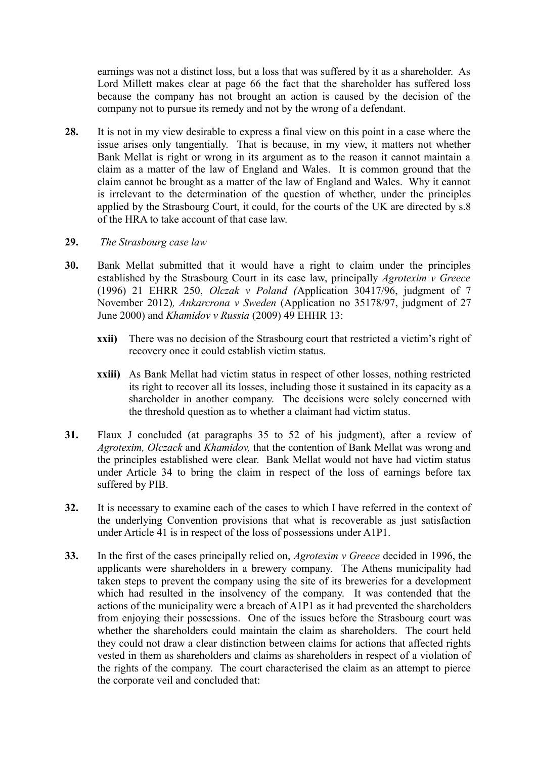earnings was not a distinct loss, but a loss that was suffered by it as a shareholder. As Lord Millett makes clear at page 66 the fact that the shareholder has suffered loss because the company has not brought an action is caused by the decision of the company not to pursue its remedy and not by the wrong of a defendant.

**28.** It is not in my view desirable to express a final view on this point in a case where the issue arises only tangentially. That is because, in my view, it matters not whether Bank Mellat is right or wrong in its argument as to the reason it cannot maintain a claim as a matter of the law of England and Wales. It is common ground that the claim cannot be brought as a matter of the law of England and Wales. Why it cannot is irrelevant to the determination of the question of whether, under the principles applied by the Strasbourg Court, it could, for the courts of the UK are directed by s.8 of the HRA to take account of that case law.

**29.** *The Strasbourg case law*

**30.** Bank Mellat submitted that it would have a right to claim under the principles established by the Strasbourg Court in its case law, principally *Agrotexim v Greece* (1996) 21 EHRR 250, *Olczak v Poland (*Application 30417/96, judgment of 7 November 2012)*, Ankarcrona v Sweden* (Application no 35178/97, judgment of 27 June 2000) and *Khamidov v Russia* (2009) 49 EHHR 13:

- **xxii)** There was no decision of the Strasbourg court that restricted a victim's right of recovery once it could establish victim status.
- **xxiii)** As Bank Mellat had victim status in respect of other losses, nothing restricted its right to recover all its losses, including those it sustained in its capacity as a shareholder in another company. The decisions were solely concerned with the threshold question as to whether a claimant had victim status.

**31.** Flaux J concluded (at paragraphs 35 to 52 of his judgment), after a review of *Agrotexim, Olczack* and *Khamidov,* that the contention of Bank Mellat was wrong and the principles established were clear. Bank Mellat would not have had victim status under Article 34 to bring the claim in respect of the loss of earnings before tax suffered by PIB.

**32.** It is necessary to examine each of the cases to which I have referred in the context of the underlying Convention provisions that what is recoverable as just satisfaction under Article 41 is in respect of the loss of possessions under A1P1.

**33.** In the first of the cases principally relied on, *Agrotexim v Greece* decided in 1996, the applicants were shareholders in a brewery company. The Athens municipality had taken steps to prevent the company using the site of its breweries for a development which had resulted in the insolvency of the company. It was contended that the actions of the municipality were a breach of A1P1 as it had prevented the shareholders from enjoying their possessions. One of the issues before the Strasbourg court was whether the shareholders could maintain the claim as shareholders. The court held they could not draw a clear distinction between claims for actions that affected rights vested in them as shareholders and claims as shareholders in respect of a violation of the rights of the company. The court characterised the claim as an attempt to pierce the corporate veil and concluded that: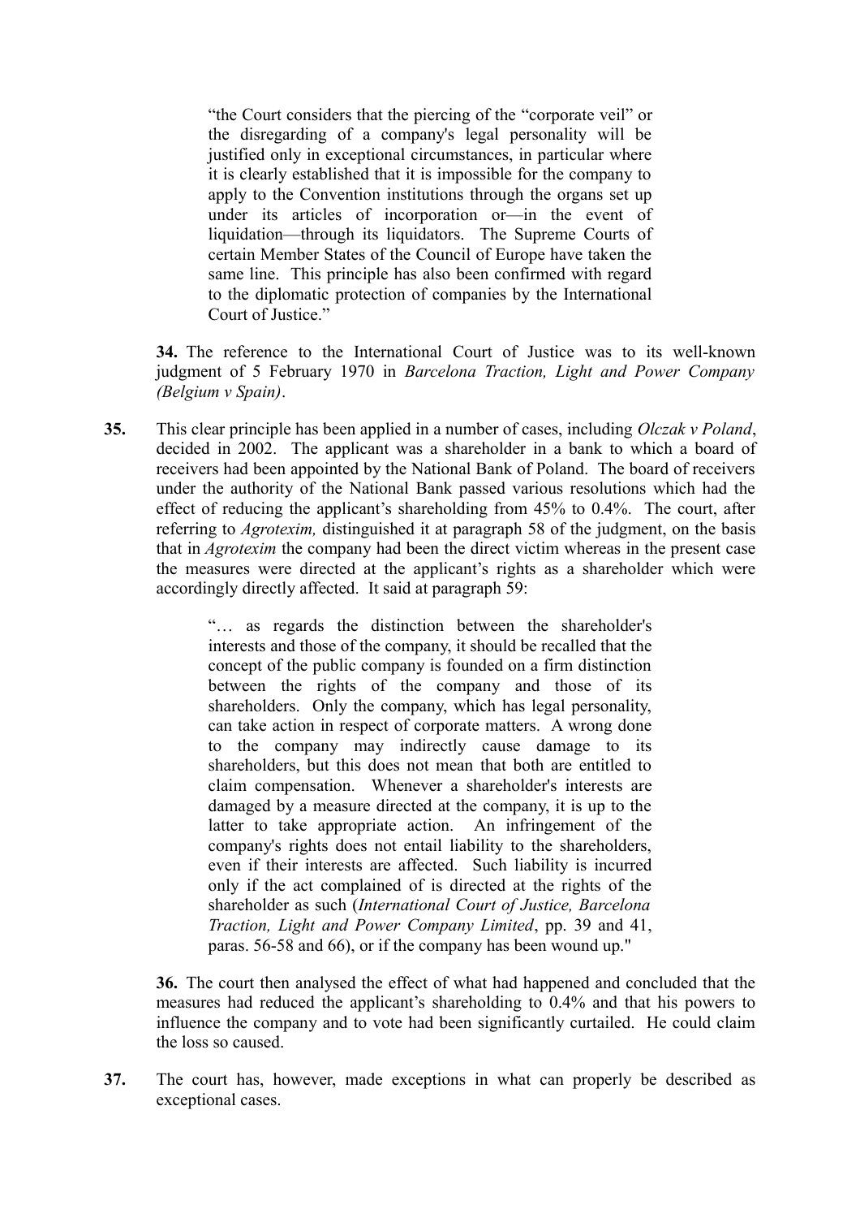> "the Court considers that the piercing of the "corporate veil" or the disregarding of a company's legal personality will be justified only in exceptional circumstances, in particular where it is clearly established that it is impossible for the company to apply to the Convention institutions through the organs set up under its articles of incorporation or—in the event of liquidation—through its liquidators. The Supreme Courts of certain Member States of the Council of Europe have taken the same line. This principle has also been confirmed with regard to the diplomatic protection of companies by the International Court of Justice."

**34.** The reference to the International Court of Justice was to its well-known judgment of 5 February 1970 in *Barcelona Traction, Light and Power Company (Belgium v Spain)*.

**35.** This clear principle has been applied in a number of cases, including *Olczak v Poland*, decided in 2002. The applicant was a shareholder in a bank to which a board of receivers had been appointed by the National Bank of Poland. The board of receivers under the authority of the National Bank passed various resolutions which had the effect of reducing the applicant's shareholding from 45% to 0.4%. The court, after referring to *Agrotexim,* distinguished it at paragraph 58 of the judgment, on the basis that in *Agrotexim* the company had been the direct victim whereas in the present case the measures were directed at the applicant's rights as a shareholder which were accordingly directly affected. It said at paragraph 59:

> "… as regards the distinction between the shareholder's interests and those of the company, it should be recalled that the concept of the public company is founded on a firm distinction between the rights of the company and those of its shareholders. Only the company, which has legal personality, can take action in respect of corporate matters. A wrong done to the company may indirectly cause damage to its shareholders, but this does not mean that both are entitled to claim compensation. Whenever a shareholder's interests are damaged by a measure directed at the company, it is up to the latter to take appropriate action. An infringement of the company's rights does not entail liability to the shareholders, even if their interests are affected. Such liability is incurred only if the act complained of is directed at the rights of the shareholder as such (*International Court of Justice, Barcelona Traction, Light and Power Company Limited*, pp. 39 and 41, paras. 56-58 and 66), or if the company has been wound up."

**36.** The court then analysed the effect of what had happened and concluded that the measures had reduced the applicant's shareholding to 0.4% and that his powers to influence the company and to vote had been significantly curtailed. He could claim the loss so caused.

**37.** The court has, however, made exceptions in what can properly be described as exceptional cases.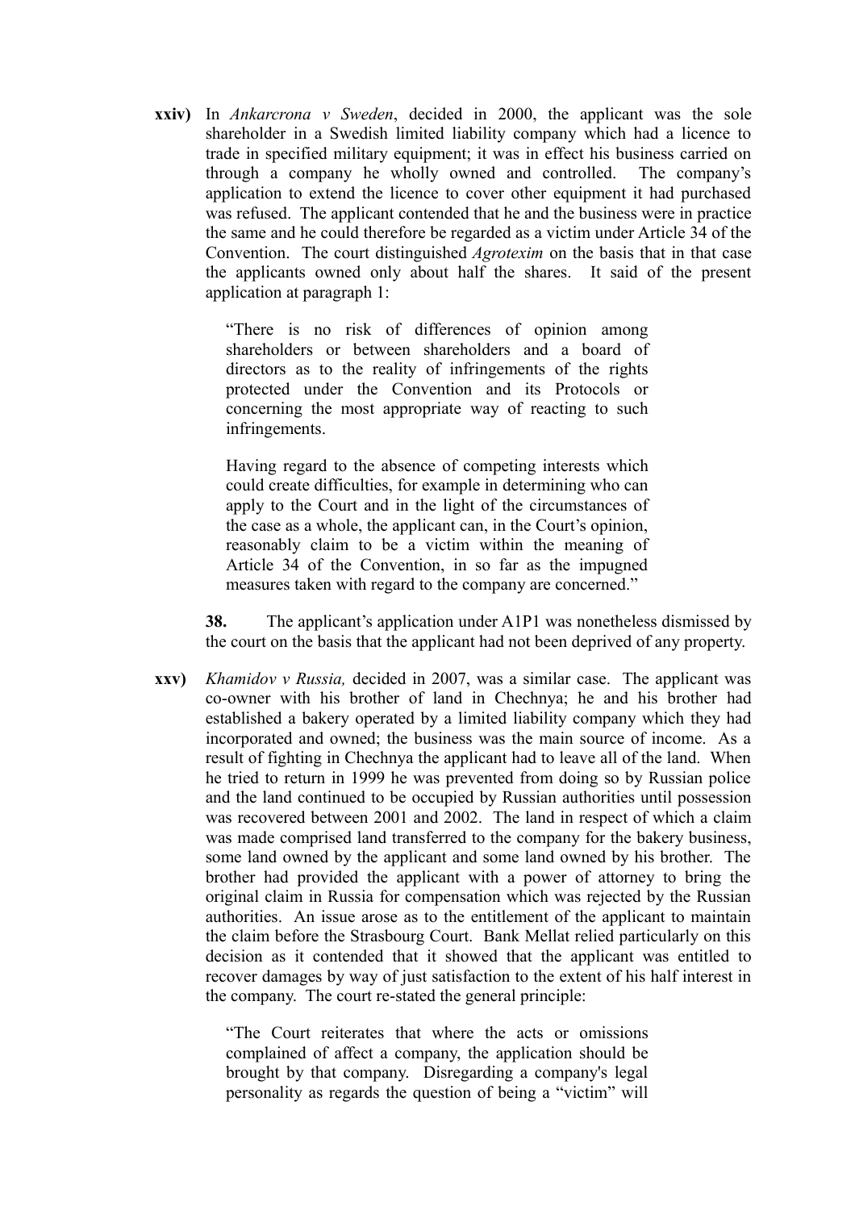**xxiv)** In *Ankarcrona v Sweden*, decided in 2000, the applicant was the sole shareholder in a Swedish limited liability company which had a licence to trade in specified military equipment; it was in effect his business carried on through a company he wholly owned and controlled. The company's application to extend the licence to cover other equipment it had purchased was refused. The applicant contended that he and the business were in practice the same and he could therefore be regarded as a victim under Article 34 of the Convention. The court distinguished *Agrotexim* on the basis that in that case the applicants owned only about half the shares. It said of the present application at paragraph 1:

> "There is no risk of differences of opinion among shareholders or between shareholders and a board of directors as to the reality of infringements of the rights protected under the Convention and its Protocols or concerning the most appropriate way of reacting to such infringements.
>
> Having regard to the absence of competing interests which could create difficulties, for example in determining who can apply to the Court and in the light of the circumstances of the case as a whole, the applicant can, in the Court's opinion, reasonably claim to be a victim within the meaning of Article 34 of the Convention, in so far as the impugned measures taken with regard to the company are concerned."

**38.** The applicant's application under A1P1 was nonetheless dismissed by the court on the basis that the applicant had not been deprived of any property.

**xxv)** *Khamidov v Russia,* decided in 2007, was a similar case. The applicant was co-owner with his brother of land in Chechnya; he and his brother had established a bakery operated by a limited liability company which they had incorporated and owned; the business was the main source of income. As a result of fighting in Chechnya the applicant had to leave all of the land. When he tried to return in 1999 he was prevented from doing so by Russian police and the land continued to be occupied by Russian authorities until possession was recovered between 2001 and 2002. The land in respect of which a claim was made comprised land transferred to the company for the bakery business, some land owned by the applicant and some land owned by his brother. The brother had provided the applicant with a power of attorney to bring the original claim in Russia for compensation which was rejected by the Russian authorities. An issue arose as to the entitlement of the applicant to maintain the claim before the Strasbourg Court. Bank Mellat relied particularly on this decision as it contended that it showed that the applicant was entitled to recover damages by way of just satisfaction to the extent of his half interest in the company. The court re-stated the general principle:

> "The Court reiterates that where the acts or omissions complained of affect a company, the application should be brought by that company. Disregarding a company's legal personality as regards the question of being a "victim" will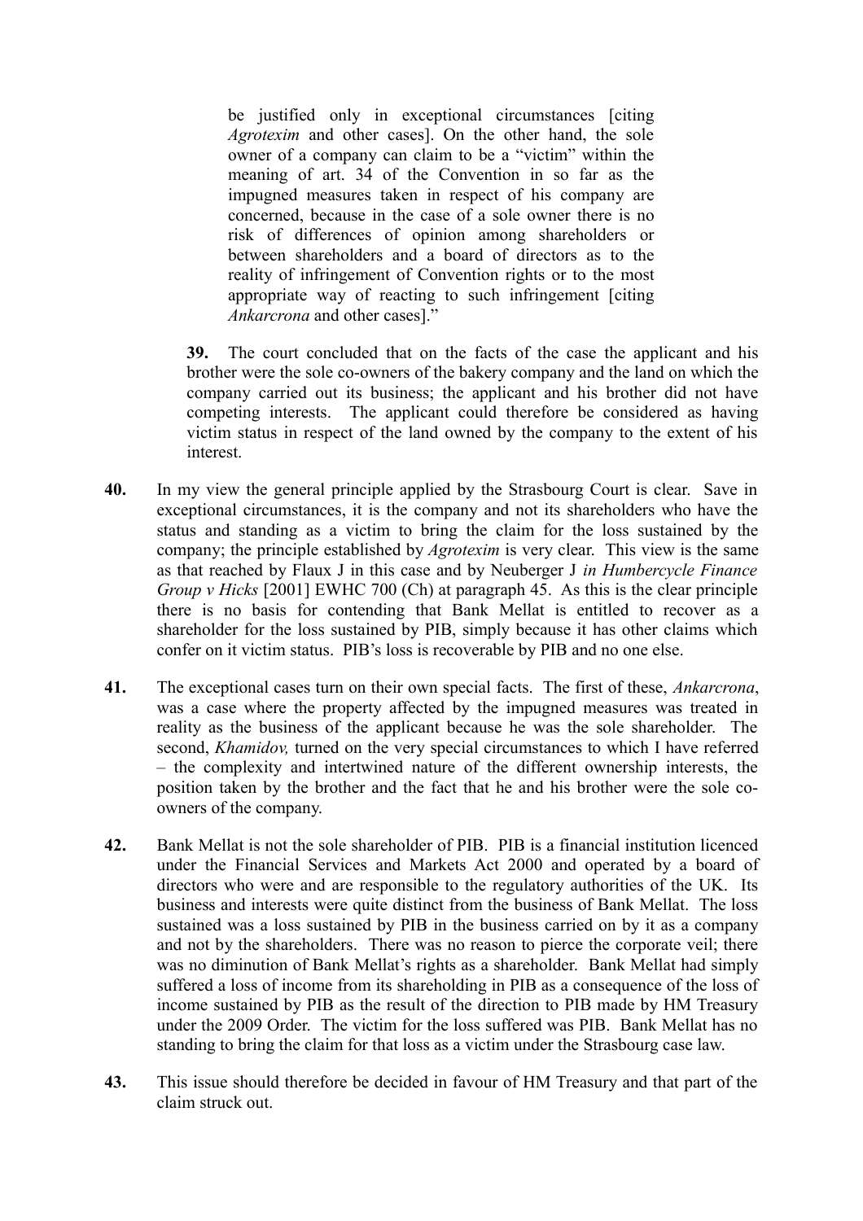> be justified only in exceptional circumstances [citing *Agrotexim* and other cases]. On the other hand, the sole owner of a company can claim to be a "victim" within the meaning of art. 34 of the Convention in so far as the impugned measures taken in respect of his company are concerned, because in the case of a sole owner there is no risk of differences of opinion among shareholders or between shareholders and a board of directors as to the reality of infringement of Convention rights or to the most appropriate way of reacting to such infringement [citing *Ankarcrona* and other cases]."

> **39.** The court concluded that on the facts of the case the applicant and his brother were the sole co-owners of the bakery company and the land on which the company carried out its business; the applicant and his brother did not have competing interests. The applicant could therefore be considered as having victim status in respect of the land owned by the company to the extent of his interest.

**40.** In my view the general principle applied by the Strasbourg Court is clear. Save in exceptional circumstances, it is the company and not its shareholders who have the status and standing as a victim to bring the claim for the loss sustained by the company; the principle established by *Agrotexim* is very clear. This view is the same as that reached by Flaux J in this case and by Neuberger J *in Humbercycle Finance Group v Hicks* [2001] EWHC 700 (Ch) at paragraph 45. As this is the clear principle there is no basis for contending that Bank Mellat is entitled to recover as a shareholder for the loss sustained by PIB, simply because it has other claims which confer on it victim status. PIB's loss is recoverable by PIB and no one else.

**41.** The exceptional cases turn on their own special facts. The first of these, *Ankarcrona*, was a case where the property affected by the impugned measures was treated in reality as the business of the applicant because he was the sole shareholder. The second, *Khamidov,* turned on the very special circumstances to which I have referred – the complexity and intertwined nature of the different ownership interests, the position taken by the brother and the fact that he and his brother were the sole co-owners of the company.

**42.** Bank Mellat is not the sole shareholder of PIB. PIB is a financial institution licenced under the Financial Services and Markets Act 2000 and operated by a board of directors who were and are responsible to the regulatory authorities of the UK. Its business and interests were quite distinct from the business of Bank Mellat. The loss sustained was a loss sustained by PIB in the business carried on by it as a company and not by the shareholders. There was no reason to pierce the corporate veil; there was no diminution of Bank Mellat's rights as a shareholder. Bank Mellat had simply suffered a loss of income from its shareholding in PIB as a consequence of the loss of income sustained by PIB as the result of the direction to PIB made by HM Treasury under the 2009 Order. The victim for the loss suffered was PIB. Bank Mellat has no standing to bring the claim for that loss as a victim under the Strasbourg case law.

**43.** This issue should therefore be decided in favour of HM Treasury and that part of the claim struck out.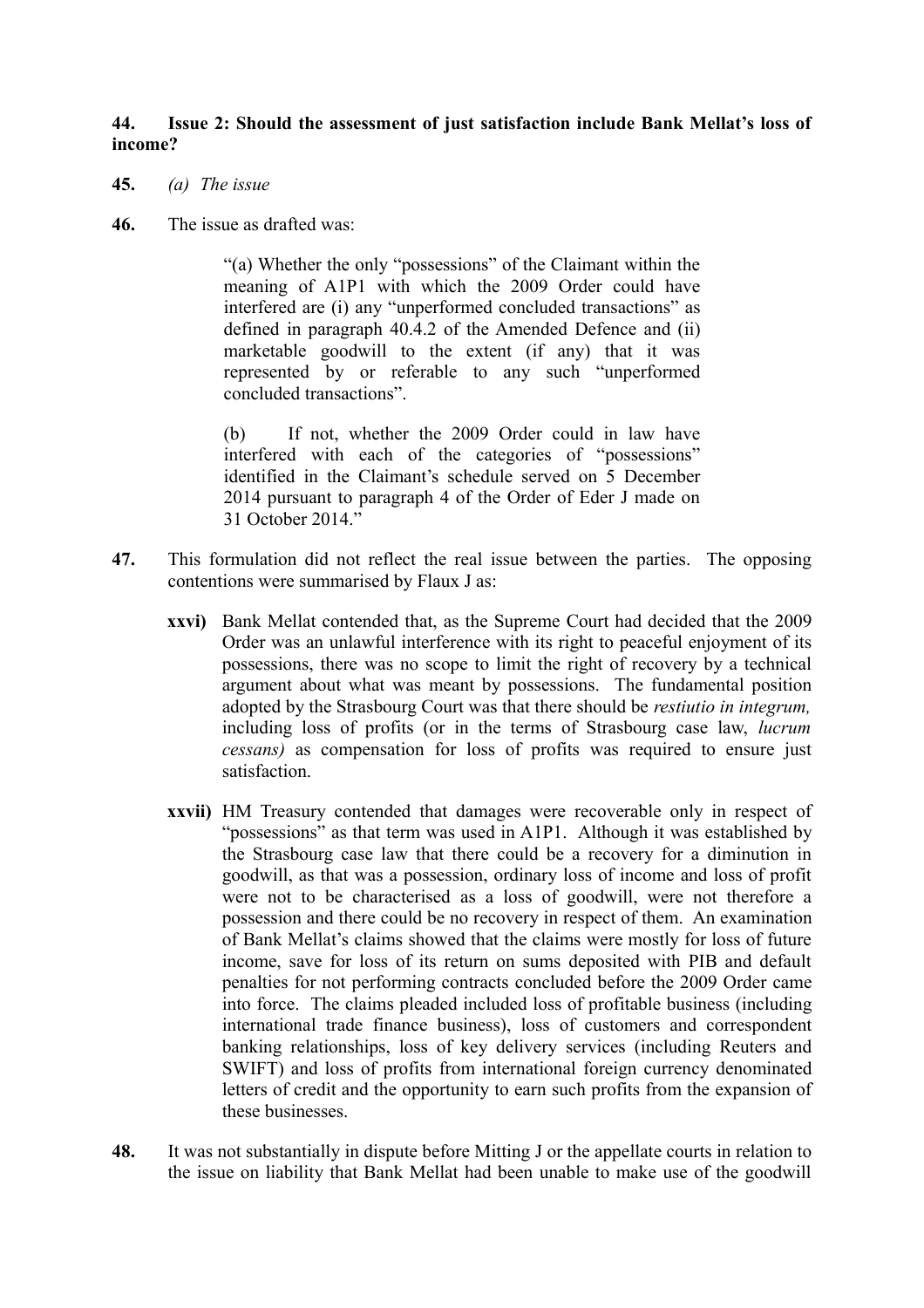**44. Issue 2: Should the assessment of just satisfaction include Bank Mellat's loss of income?**

**45.** *(a) The issue*

**46.** The issue as drafted was:

> "(a) Whether the only "possessions" of the Claimant within the meaning of A1P1 with which the 2009 Order could have interfered are (i) any "unperformed concluded transactions" as defined in paragraph 40.4.2 of the Amended Defence and (ii) marketable goodwill to the extent (if any) that it was represented by or referable to any such "unperformed concluded transactions".
>
> (b) If not, whether the 2009 Order could in law have interfered with each of the categories of "possessions" identified in the Claimant's schedule served on 5 December 2014 pursuant to paragraph 4 of the Order of Eder J made on 31 October 2014."

**47.** This formulation did not reflect the real issue between the parties. The opposing contentions were summarised by Flaux J as:

**xxvi)** Bank Mellat contended that, as the Supreme Court had decided that the 2009 Order was an unlawful interference with its right to peaceful enjoyment of its possessions, there was no scope to limit the right of recovery by a technical argument about what was meant by possessions. The fundamental position adopted by the Strasbourg Court was that there should be *restiutio in integrum,* including loss of profits (or in the terms of Strasbourg case law, *lucrum cessans)* as compensation for loss of profits was required to ensure just satisfaction.

**xxvii)** HM Treasury contended that damages were recoverable only in respect of "possessions" as that term was used in A1P1. Although it was established by the Strasbourg case law that there could be a recovery for a diminution in goodwill, as that was a possession, ordinary loss of income and loss of profit were not to be characterised as a loss of goodwill, were not therefore a possession and there could be no recovery in respect of them. An examination of Bank Mellat's claims showed that the claims were mostly for loss of future income, save for loss of its return on sums deposited with PIB and default penalties for not performing contracts concluded before the 2009 Order came into force. The claims pleaded included loss of profitable business (including international trade finance business), loss of customers and correspondent banking relationships, loss of key delivery services (including Reuters and SWIFT) and loss of profits from international foreign currency denominated letters of credit and the opportunity to earn such profits from the expansion of these businesses.

**48.** It was not substantially in dispute before Mitting J or the appellate courts in relation to the issue on liability that Bank Mellat had been unable to make use of the goodwill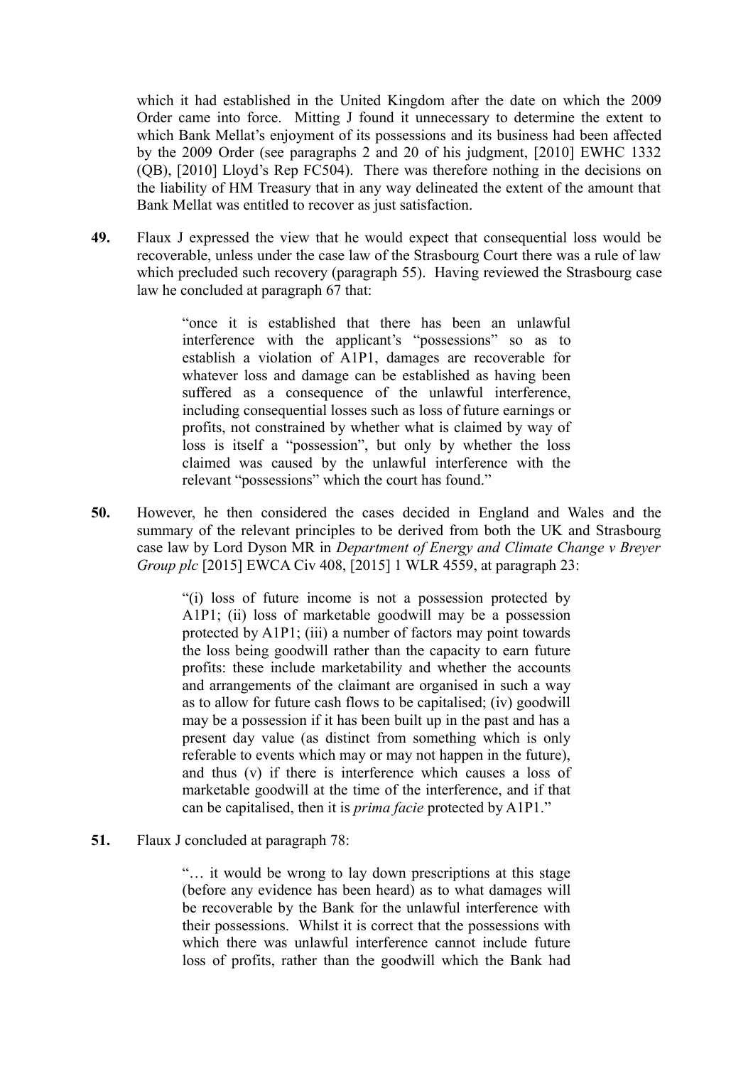which it had established in the United Kingdom after the date on which the 2009 Order came into force. Mitting J found it unnecessary to determine the extent to which Bank Mellat's enjoyment of its possessions and its business had been affected by the 2009 Order (see paragraphs 2 and 20 of his judgment, [2010] EWHC 1332 (QB), [2010] Lloyd's Rep FC504). There was therefore nothing in the decisions on the liability of HM Treasury that in any way delineated the extent of the amount that Bank Mellat was entitled to recover as just satisfaction.

**49.** Flaux J expressed the view that he would expect that consequential loss would be recoverable, unless under the case law of the Strasbourg Court there was a rule of law which precluded such recovery (paragraph 55). Having reviewed the Strasbourg case law he concluded at paragraph 67 that:

> "once it is established that there has been an unlawful interference with the applicant's "possessions" so as to establish a violation of A1P1, damages are recoverable for whatever loss and damage can be established as having been suffered as a consequence of the unlawful interference, including consequential losses such as loss of future earnings or profits, not constrained by whether what is claimed by way of loss is itself a "possession", but only by whether the loss claimed was caused by the unlawful interference with the relevant "possessions" which the court has found."

**50.** However, he then considered the cases decided in England and Wales and the summary of the relevant principles to be derived from both the UK and Strasbourg case law by Lord Dyson MR in *Department of Energy and Climate Change v Breyer Group plc* [2015] EWCA Civ 408, [2015] 1 WLR 4559, at paragraph 23:

> "(i) loss of future income is not a possession protected by A1P1; (ii) loss of marketable goodwill may be a possession protected by A1P1; (iii) a number of factors may point towards the loss being goodwill rather than the capacity to earn future profits: these include marketability and whether the accounts and arrangements of the claimant are organised in such a way as to allow for future cash flows to be capitalised; (iv) goodwill may be a possession if it has been built up in the past and has a present day value (as distinct from something which is only referable to events which may or may not happen in the future), and thus (v) if there is interference which causes a loss of marketable goodwill at the time of the interference, and if that can be capitalised, then it is *prima facie* protected by A1P1."

**51.** Flaux J concluded at paragraph 78:

> "… it would be wrong to lay down prescriptions at this stage (before any evidence has been heard) as to what damages will be recoverable by the Bank for the unlawful interference with their possessions. Whilst it is correct that the possessions with which there was unlawful interference cannot include future loss of profits, rather than the goodwill which the Bank had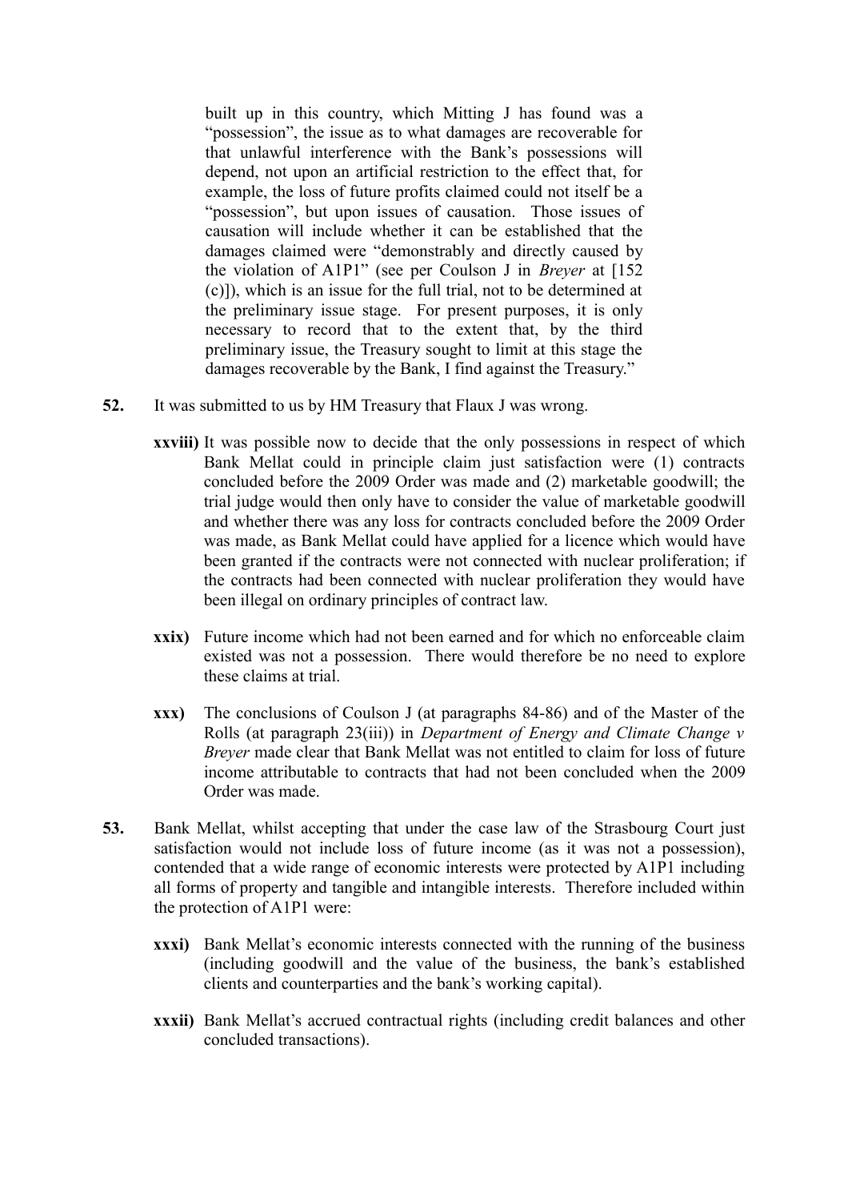built up in this country, which Mitting J has found was a "possession", the issue as to what damages are recoverable for that unlawful interference with the Bank's possessions will depend, not upon an artificial restriction to the effect that, for example, the loss of future profits claimed could not itself be a "possession", but upon issues of causation. Those issues of causation will include whether it can be established that the damages claimed were "demonstrably and directly caused by the violation of A1P1" (see per Coulson J in *Breyer* at [152 (c)]), which is an issue for the full trial, not to be determined at the preliminary issue stage. For present purposes, it is only necessary to record that to the extent that, by the third preliminary issue, the Treasury sought to limit at this stage the damages recoverable by the Bank, I find against the Treasury."

**52.** It was submitted to us by HM Treasury that Flaux J was wrong.

**xxviii)** It was possible now to decide that the only possessions in respect of which Bank Mellat could in principle claim just satisfaction were (1) contracts concluded before the 2009 Order was made and (2) marketable goodwill; the trial judge would then only have to consider the value of marketable goodwill and whether there was any loss for contracts concluded before the 2009 Order was made, as Bank Mellat could have applied for a licence which would have been granted if the contracts were not connected with nuclear proliferation; if the contracts had been connected with nuclear proliferation they would have been illegal on ordinary principles of contract law.

**xxix)** Future income which had not been earned and for which no enforceable claim existed was not a possession. There would therefore be no need to explore these claims at trial.

**xxx)** The conclusions of Coulson J (at paragraphs 84-86) and of the Master of the Rolls (at paragraph 23(iii)) in *Department of Energy and Climate Change v Breyer* made clear that Bank Mellat was not entitled to claim for loss of future income attributable to contracts that had not been concluded when the 2009 Order was made.

**53.** Bank Mellat, whilst accepting that under the case law of the Strasbourg Court just satisfaction would not include loss of future income (as it was not a possession), contended that a wide range of economic interests were protected by A1P1 including all forms of property and tangible and intangible interests. Therefore included within the protection of A1P1 were:

**xxxi)** Bank Mellat's economic interests connected with the running of the business (including goodwill and the value of the business, the bank's established clients and counterparties and the bank's working capital).

**xxxii)** Bank Mellat's accrued contractual rights (including credit balances and other concluded transactions).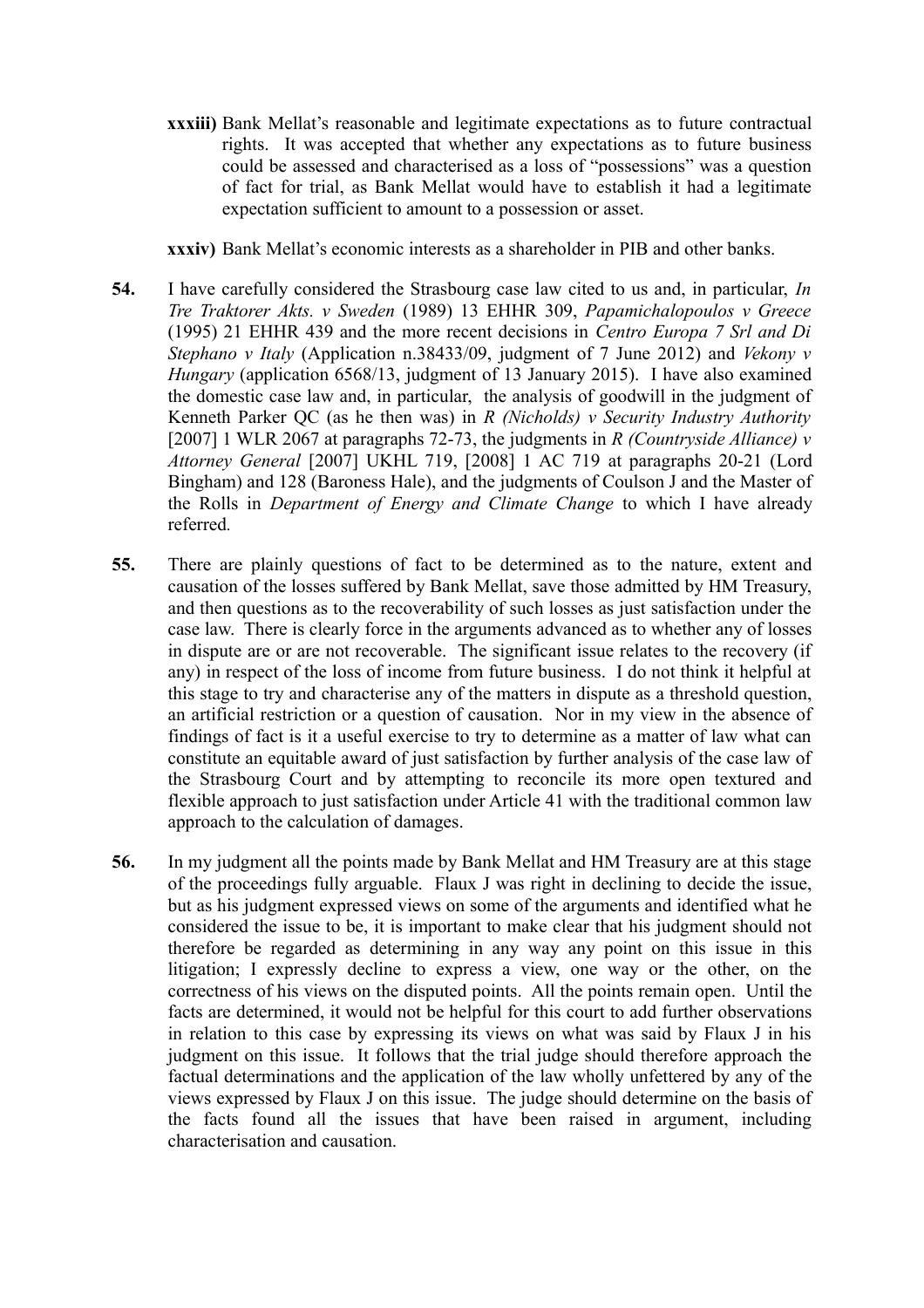**xxxiii)** Bank Mellat's reasonable and legitimate expectations as to future contractual rights. It was accepted that whether any expectations as to future business could be assessed and characterised as a loss of "possessions" was a question of fact for trial, as Bank Mellat would have to establish it had a legitimate expectation sufficient to amount to a possession or asset.

**xxxiv)** Bank Mellat's economic interests as a shareholder in PIB and other banks.

**54.** I have carefully considered the Strasbourg case law cited to us and, in particular, *In Tre Traktorer Akts. v Sweden* (1989) 13 EHHR 309, *Papamichalopoulos v Greece* (1995) 21 EHHR 439 and the more recent decisions in *Centro Europa 7 Srl and Di Stephano v Italy* (Application n.38433/09, judgment of 7 June 2012) and *Vekony v Hungary* (application 6568/13, judgment of 13 January 2015). I have also examined the domestic case law and, in particular, the analysis of goodwill in the judgment of Kenneth Parker QC (as he then was) in *R (Nicholds) v Security Industry Authority* [2007] 1 WLR 2067 at paragraphs 72-73, the judgments in *R (Countryside Alliance) v Attorney General* [2007] UKHL 719, [2008] 1 AC 719 at paragraphs 20-21 (Lord Bingham) and 128 (Baroness Hale), and the judgments of Coulson J and the Master of the Rolls in *Department of Energy and Climate Change* to which I have already referred.

**55.** There are plainly questions of fact to be determined as to the nature, extent and causation of the losses suffered by Bank Mellat, save those admitted by HM Treasury, and then questions as to the recoverability of such losses as just satisfaction under the case law. There is clearly force in the arguments advanced as to whether any of losses in dispute are or are not recoverable. The significant issue relates to the recovery (if any) in respect of the loss of income from future business. I do not think it helpful at this stage to try and characterise any of the matters in dispute as a threshold question, an artificial restriction or a question of causation. Nor in my view in the absence of findings of fact is it a useful exercise to try to determine as a matter of law what can constitute an equitable award of just satisfaction by further analysis of the case law of the Strasbourg Court and by attempting to reconcile its more open textured and flexible approach to just satisfaction under Article 41 with the traditional common law approach to the calculation of damages.

**56.** In my judgment all the points made by Bank Mellat and HM Treasury are at this stage of the proceedings fully arguable. Flaux J was right in declining to decide the issue, but as his judgment expressed views on some of the arguments and identified what he considered the issue to be, it is important to make clear that his judgment should not therefore be regarded as determining in any way any point on this issue in this litigation; I expressly decline to express a view, one way or the other, on the correctness of his views on the disputed points. All the points remain open. Until the facts are determined, it would not be helpful for this court to add further observations in relation to this case by expressing its views on what was said by Flaux J in his judgment on this issue. It follows that the trial judge should therefore approach the factual determinations and the application of the law wholly unfettered by any of the views expressed by Flaux J on this issue. The judge should determine on the basis of the facts found all the issues that have been raised in argument, including characterisation and causation.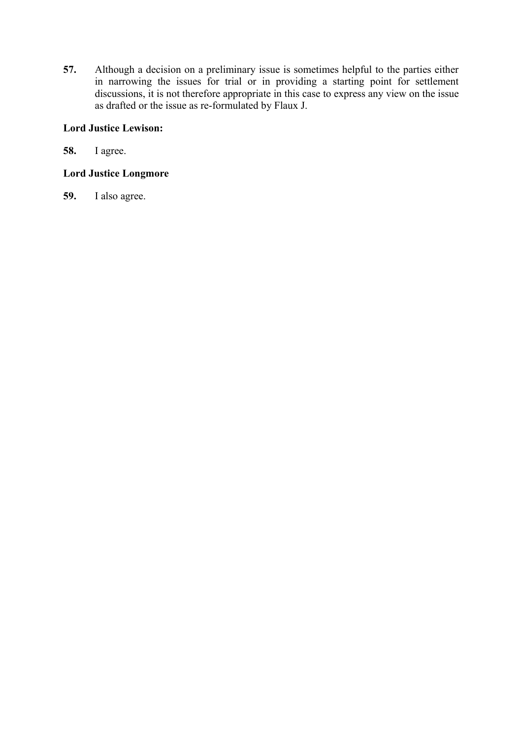**57.** Although a decision on a preliminary issue is sometimes helpful to the parties either in narrowing the issues for trial or in providing a starting point for settlement discussions, it is not therefore appropriate in this case to express any view on the issue as drafted or the issue as re-formulated by Flaux J.

**Lord Justice Lewison:**

**58.** I agree.

**Lord Justice Longmore**

**59.** I also agree.